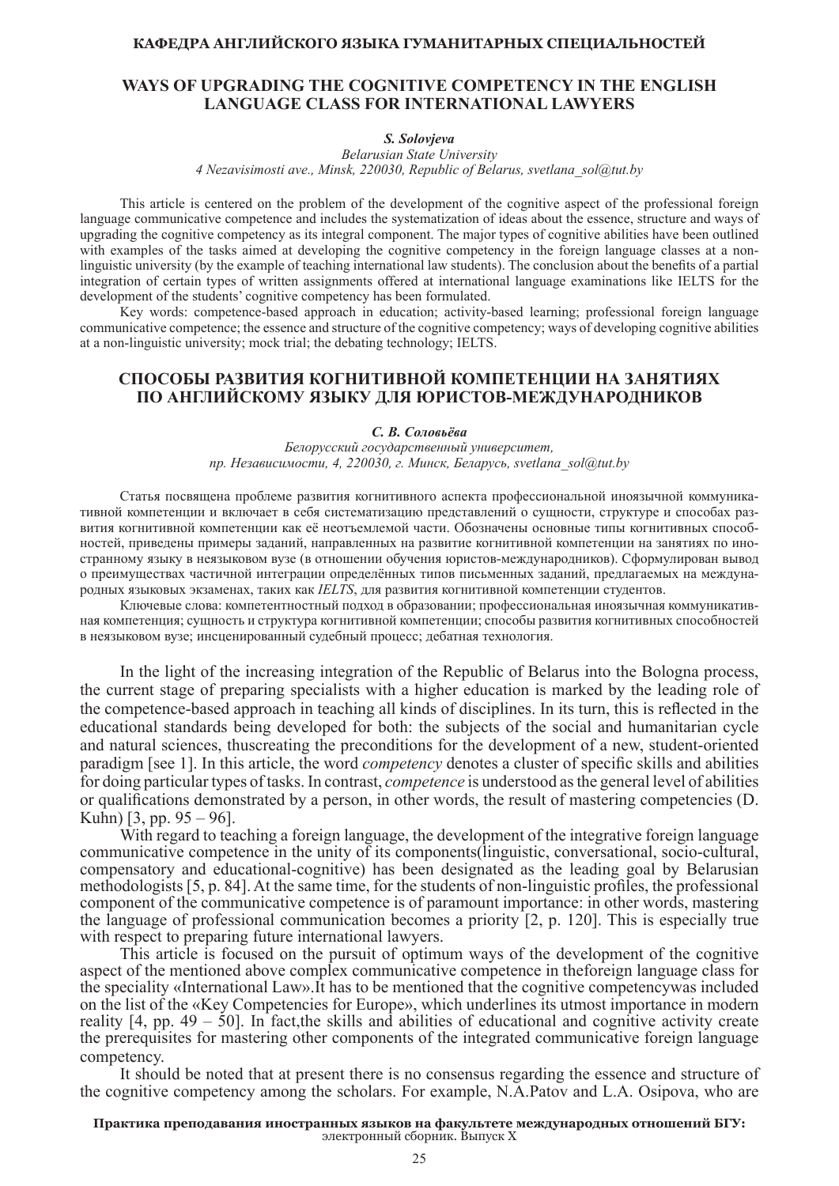**КАФЕДРА АНГЛИЙСКОГО ЯЗЫКА ГУМАНИТАРНЫХ СПЕЦИАЛЬНОСТЕЙ**

# WAYS OF UPGRADING THE COGNITIVE COMPETENCY IN THE ENGLISH LANGUAGE CLASS FOR INTERNATIONAL LAWYERS

***S. Solovjeva***

*Belarusian State University*
*4 Nezavisimosti ave., Minsk, 220030, Republic of Belarus, svetlana_sol@tut.by*

This article is centered on the problem of the development of the cognitive aspect of the professional foreign language communicative competence and includes the systematization of ideas about the essence, structure and ways of upgrading the cognitive competency as its integral component. The major types of cognitive abilities have been outlined with examples of the tasks aimed at developing the cognitive competency in the foreign language classes at a non-linguistic university (by the example of teaching international law students). The conclusion about the benefits of a partial integration of certain types of written assignments offered at international language examinations like IELTS for the development of the students' cognitive competency has been formulated.

Key words: competence-based approach in education; activity-based learning; professional foreign language communicative competence; the essence and structure of the cognitive competency; ways of developing cognitive abilities at a non-linguistic university; mock trial; the debating technology; IELTS.

# СПОСОБЫ РАЗВИТИЯ КОГНИТИВНОЙ КОМПЕТЕНЦИИ НА ЗАНЯТИЯХ ПО АНГЛИЙСКОМУ ЯЗЫКУ ДЛЯ ЮРИСТОВ-МЕЖДУНАРОДНИКОВ

***С. В. Соловьёва***

*Белорусский государственный университет,*
*пр. Независимости, 4, 220030, г. Минск, Беларусь, svetlana_sol@tut.by*

Статья посвящена проблеме развития когнитивного аспекта профессиональной иноязычной коммуникативной компетенции и включает в себя систематизацию представлений о сущности, структуре и способах развития когнитивной компетенции как её неотъемлемой части. Обозначены основные типы когнитивных способностей, приведены примеры заданий, направленных на развитие когнитивной компетенции на занятиях по иностранному языку в неязыковом вузе (в отношении обучения юристов-международников). Сформулирован вывод о преимуществах частичной интеграции определённых типов письменных заданий, предлагаемых на международных языковых экзаменах, таких как *IELTS*, для развития когнитивной компетенции студентов.

Ключевые слова: компетентностный подход в образовании; профессиональная иноязычная коммуникативная компетенция; сущность и структура когнитивной компетенции; способы развития когнитивных способностей в неязыковом вузе; инсценированный судебный процесс; дебатная технология.

In the light of the increasing integration of the Republic of Belarus into the Bologna process, the current stage of preparing specialists with a higher education is marked by the leading role of the competence-based approach in teaching all kinds of disciplines. In its turn, this is reflected in the educational standards being developed for both: the subjects of the social and humanitarian cycle and natural sciences, thuscreating the preconditions for the development of a new, student-oriented paradigm [see 1]. In this article, the word *competency* denotes a cluster of specific skills and abilities for doing particular types of tasks. In contrast, *competence* is understood as the general level of abilities or qualifications demonstrated by a person, in other words, the result of mastering competencies (D. Kuhn) [3, pp. 95 – 96].

With regard to teaching a foreign language, the development of the integrative foreign language communicative competence in the unity of its components(linguistic, conversational, socio-cultural, compensatory and educational-cognitive) has been designated as the leading goal by Belarusian methodologists [5, p. 84]. At the same time, for the students of non-linguistic profiles, the professional component of the communicative competence is of paramount importance: in other words, mastering the language of professional communication becomes a priority [2, p. 120]. This is especially true with respect to preparing future international lawyers.

This article is focused on the pursuit of optimum ways of the development of the cognitive aspect of the mentioned above complex communicative competence in thefore​ign language class for the speciality «International Law».It has to be mentioned that the cognitive competencywas included on the list of the «Key Competencies for Europe», which underlines its utmost importance in modern reality [4, pp. 49 – 50]. In fact,the skills and abilities of educational and cognitive activity create the prerequisites for mastering other components of the integrated communicative foreign language competency.

It should be noted that at present there is no consensus regarding the essence and structure of the cognitive competency among the scholars. For example, N.A.Patov and L.A. Osipova, who are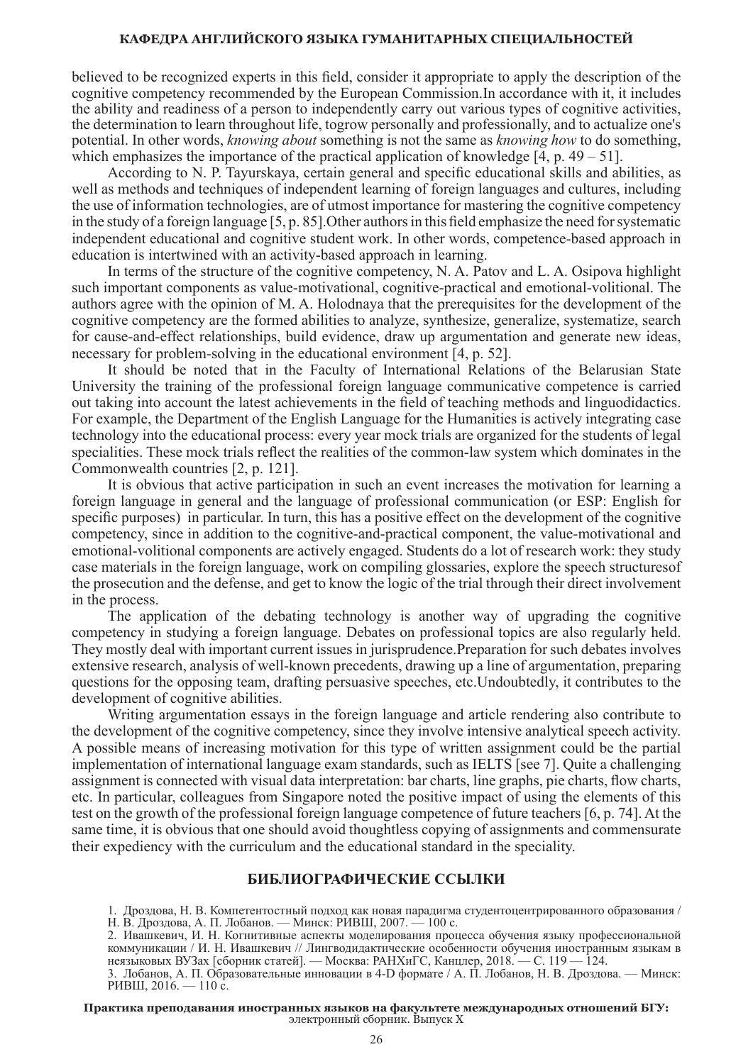believed to be recognized experts in this field, consider it appropriate to apply the description of the cognitive competency recommended by the European Commission.In accordance with it, it includes the ability and readiness of a person to independently carry out various types of cognitive activities, the determination to learn throughout life, togrow personally and professionally, and to actualize one's potential. In other words, *knowing about* something is not the same as *knowing how* to do something, which emphasizes the importance of the practical application of knowledge [4, p. 49 – 51].

According to N. P. Tayurskaya, certain general and specific educational skills and abilities, as well as methods and techniques of independent learning of foreign languages and cultures, including the use of information technologies, are of utmost importance for mastering the cognitive competency in the study of a foreign language [5, p. 85].Other authors in this field emphasize the need for systematic independent educational and cognitive student work. In other words, competence-based approach in education is intertwined with an activity-based approach in learning.

In terms of the structure of the cognitive competency, N. A. Patov and L. A. Osipova highlight such important components as value-motivational, cognitive-practical and emotional-volitional. The authors agree with the opinion of M. A. Holodnaya that the prerequisites for the development of the cognitive competency are the formed abilities to analyze, synthesize, generalize, systematize, search for cause-and-effect relationships, build evidence, draw up argumentation and generate new ideas, necessary for problem-solving in the educational environment [4, p. 52].

It should be noted that in the Faculty of International Relations of the Belarusian State University the training of the professional foreign language communicative competence is carried out taking into account the latest achievements in the field of teaching methods and linguodidactics. For example, the Department of the English Language for the Humanities is actively integrating case technology into the educational process: every year mock trials are organized for the students of legal specialities. These mock trials reflect the realities of the common-law system which dominates in the Commonwealth countries [2, p. 121].

It is obvious that active participation in such an event increases the motivation for learning a foreign language in general and the language of professional communication (or ESP: English for specific purposes) in particular. In turn, this has a positive effect on the development of the cognitive competency, since in addition to the cognitive-and-practical component, the value-motivational and emotional-volitional components are actively engaged. Students do a lot of research work: they study case materials in the foreign language, work on compiling glossaries, explore the speech structuresof the prosecution and the defense, and get to know the logic of the trial through their direct involvement in the process.

The application of the debating technology is another way of upgrading the cognitive competency in studying a foreign language. Debates on professional topics are also regularly held. They mostly deal with important current issues in jurisprudence.Preparation for such debates involves extensive research, analysis of well-known precedents, drawing up a line of argumentation, preparing questions for the opposing team, drafting persuasive speeches, etc.Undoubtedly, it contributes to the development of cognitive abilities.

Writing argumentation essays in the foreign language and article rendering also contribute to the development of the cognitive competency, since they involve intensive analytical speech activity. A possible means of increasing motivation for this type of written assignment could be the partial implementation of international language exam standards, such as IELTS [see 7]. Quite a challenging assignment is connected with visual data interpretation: bar charts, line graphs, pie charts, flow charts, etc. In particular, colleagues from Singapore noted the positive impact of using the elements of this test on the growth of the professional foreign language competence of future teachers [6, p. 74]. At the same time, it is obvious that one should avoid thoughtless copying of assignments and commensurate their expediency with the curriculum and the educational standard in the speciality.

## БИБЛИОГРАФИЧЕСКИЕ ССЫЛКИ

1. Дроздова, Н. В. Компетентостный подход как новая парадигма студентоцентрированного образования / Н. В. Дроздова, А. П. Лобанов. — Минск: РИВШ, 2007. — 100 с.
2. Ивашкевич, И. Н. Когнитивные аспекты моделирования процесса обучения языку профессиональной коммуникации / И. Н. Ивашкевич // Лингводидактические особенности обучения иностранным языкам в неязыковых ВУЗах [сборник статей]. — Москва: РАНХиГС, Канцлер, 2018. — С. 119 — 124.
3. Лобанов, А. П. Образовательные инновации в 4-D формате / А. П. Лобанов, Н. В. Дроздова. — Минск: РИВШ, 2016. — 110 с.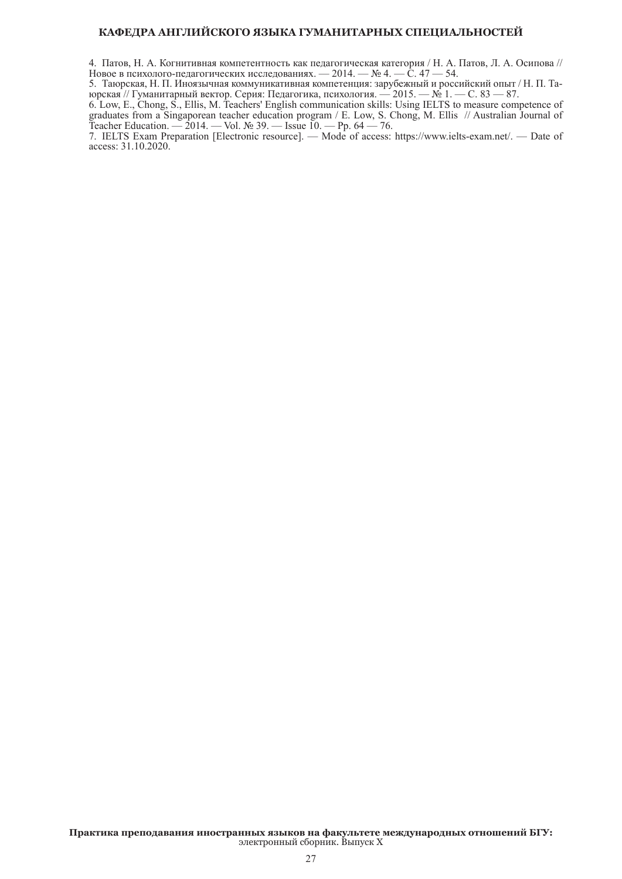4. Патов, Н. А. Когнитивная компетентность как педагогическая категория / Н. А. Патов, Л. А. Осипова // Новое в психолого-педагогических исследованиях. — 2014. — № 4. — С. 47 — 54.

5. Таюрская, Н. П. Иноязычная коммуникативная компетенция: зарубежный и российский опыт / Н. П. Таюрская // Гуманитарный вектор. Серия: Педагогика, психология. — 2015. — № 1. — С. 83 — 87.

6. Low, E., Chong, S., Ellis, M. Teachers' English communication skills: Using IELTS to measure competence of graduates from a Singaporean teacher education program / E. Low, S. Chong, M. Ellis // Australian Journal of Teacher Education. — 2014. — Vol. № 39. — Issue 10. — Pp. 64 — 76.

7. IELTS Exam Preparation [Electronic resource]. — Mode of access: https://www.ielts-exam.net/. — Date of access: 31.10.2020.